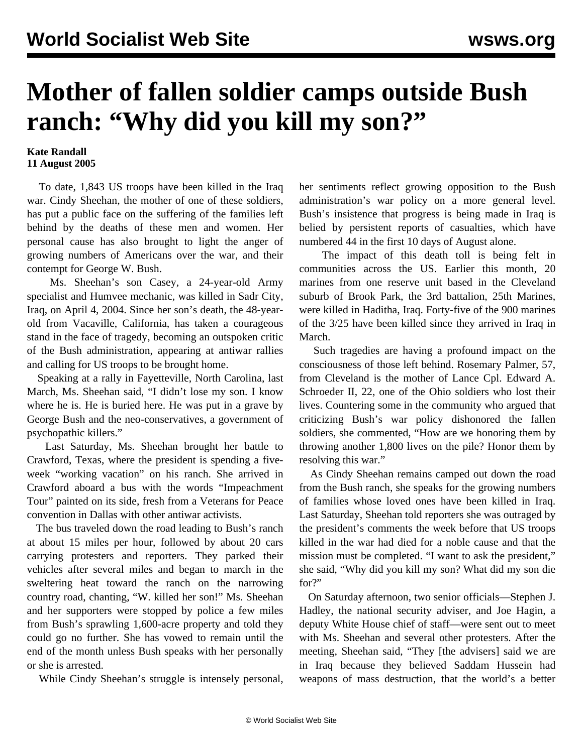# Mother of fallen soldier camps outside Bush ranch: "Why did you kill my son?"

**Kate Randall**
**11 August 2005**

To date, 1,843 US troops have been killed in the Iraq war. Cindy Sheehan, the mother of one of these soldiers, has put a public face on the suffering of the families left behind by the deaths of these men and women. Her personal cause has also brought to light the anger of growing numbers of Americans over the war, and their contempt for George W. Bush.

Ms. Sheehan's son Casey, a 24-year-old Army specialist and Humvee mechanic, was killed in Sadr City, Iraq, on April 4, 2004. Since her son's death, the 48-year-old from Vacaville, California, has taken a courageous stand in the face of tragedy, becoming an outspoken critic of the Bush administration, appearing at antiwar rallies and calling for US troops to be brought home.

Speaking at a rally in Fayetteville, North Carolina, last March, Ms. Sheehan said, "I didn't lose my son. I know where he is. He is buried here. He was put in a grave by George Bush and the neo-conservatives, a government of psychopathic killers."

Last Saturday, Ms. Sheehan brought her battle to Crawford, Texas, where the president is spending a five-week "working vacation" on his ranch. She arrived in Crawford aboard a bus with the words "Impeachment Tour" painted on its side, fresh from a Veterans for Peace convention in Dallas with other antiwar activists.

The bus traveled down the road leading to Bush's ranch at about 15 miles per hour, followed by about 20 cars carrying protesters and reporters. They parked their vehicles after several miles and began to march in the sweltering heat toward the ranch on the narrowing country road, chanting, "W. killed her son!" Ms. Sheehan and her supporters were stopped by police a few miles from Bush's sprawling 1,600-acre property and told they could go no further. She has vowed to remain until the end of the month unless Bush speaks with her personally or she is arrested.

While Cindy Sheehan's struggle is intensely personal, her sentiments reflect growing opposition to the Bush administration's war policy on a more general level. Bush's insistence that progress is being made in Iraq is belied by persistent reports of casualties, which have numbered 44 in the first 10 days of August alone.

The impact of this death toll is being felt in communities across the US. Earlier this month, 20 marines from one reserve unit based in the Cleveland suburb of Brook Park, the 3rd battalion, 25th Marines, were killed in Haditha, Iraq. Forty-five of the 900 marines of the 3/25 have been killed since they arrived in Iraq in March.

Such tragedies are having a profound impact on the consciousness of those left behind. Rosemary Palmer, 57, from Cleveland is the mother of Lance Cpl. Edward A. Schroeder II, 22, one of the Ohio soldiers who lost their lives. Countering some in the community who argued that criticizing Bush's war policy dishonored the fallen soldiers, she commented, "How are we honoring them by throwing another 1,800 lives on the pile? Honor them by resolving this war."

As Cindy Sheehan remains camped out down the road from the Bush ranch, she speaks for the growing numbers of families whose loved ones have been killed in Iraq. Last Saturday, Sheehan told reporters she was outraged by the president's comments the week before that US troops killed in the war had died for a noble cause and that the mission must be completed. "I want to ask the president," she said, "Why did you kill my son? What did my son die for?"

On Saturday afternoon, two senior officials—Stephen J. Hadley, the national security adviser, and Joe Hagin, a deputy White House chief of staff—were sent out to meet with Ms. Sheehan and several other protesters. After the meeting, Sheehan said, "They [the advisers] said we are in Iraq because they believed Saddam Hussein had weapons of mass destruction, that the world's a better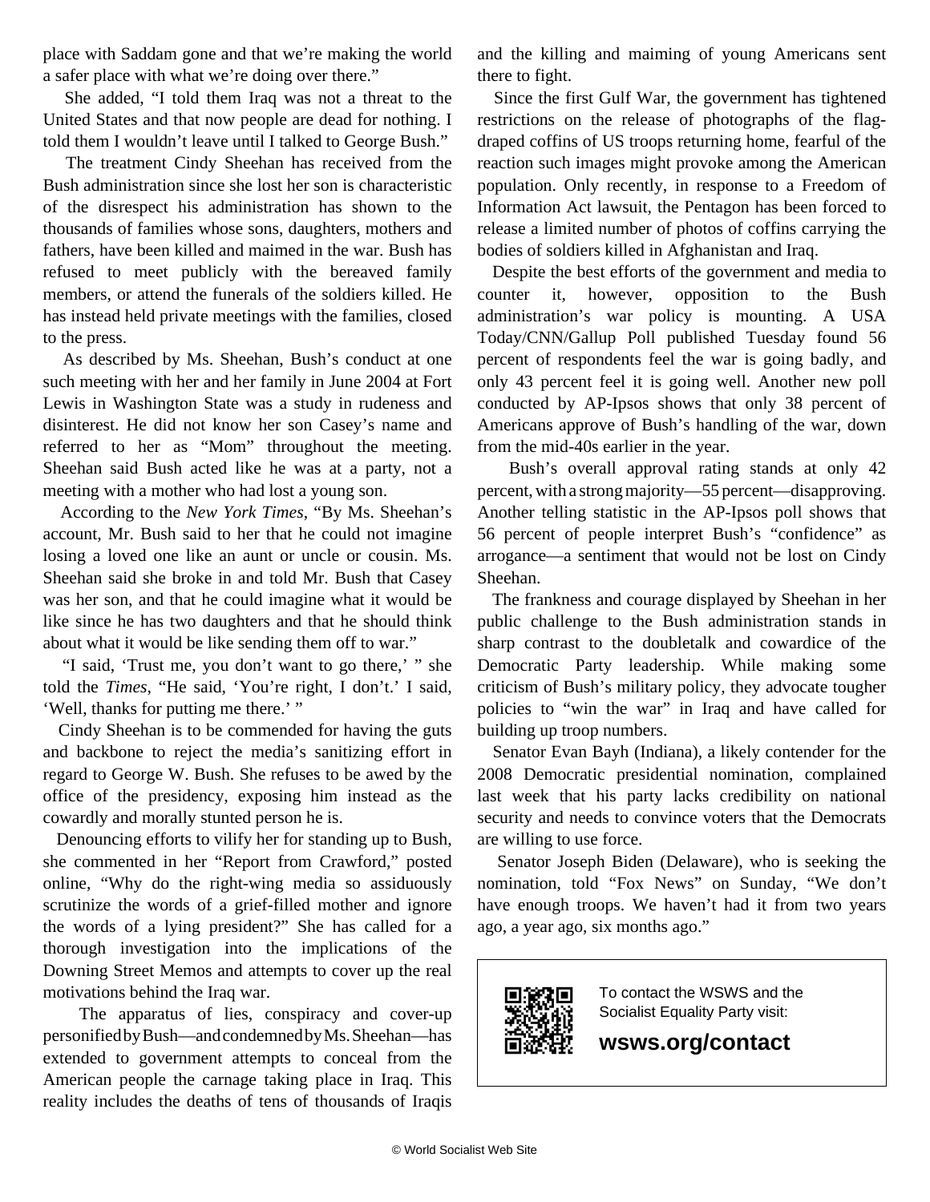place with Saddam gone and that we're making the world a safer place with what we're doing over there."

She added, "I told them Iraq was not a threat to the United States and that now people are dead for nothing. I told them I wouldn't leave until I talked to George Bush."

The treatment Cindy Sheehan has received from the Bush administration since she lost her son is characteristic of the disrespect his administration has shown to the thousands of families whose sons, daughters, mothers and fathers, have been killed and maimed in the war. Bush has refused to meet publicly with the bereaved family members, or attend the funerals of the soldiers killed. He has instead held private meetings with the families, closed to the press.

As described by Ms. Sheehan, Bush's conduct at one such meeting with her and her family in June 2004 at Fort Lewis in Washington State was a study in rudeness and disinterest. He did not know her son Casey's name and referred to her as "Mom" throughout the meeting. Sheehan said Bush acted like he was at a party, not a meeting with a mother who had lost a young son.

According to the *New York Times*, "By Ms. Sheehan's account, Mr. Bush said to her that he could not imagine losing a loved one like an aunt or uncle or cousin. Ms. Sheehan said she broke in and told Mr. Bush that Casey was her son, and that he could imagine what it would be like since he has two daughters and that he should think about what it would be like sending them off to war."

"I said, 'Trust me, you don't want to go there,' " she told the *Times*, "He said, 'You're right, I don't.' I said, 'Well, thanks for putting me there.' "

Cindy Sheehan is to be commended for having the guts and backbone to reject the media's sanitizing effort in regard to George W. Bush. She refuses to be awed by the office of the presidency, exposing him instead as the cowardly and morally stunted person he is.

Denouncing efforts to vilify her for standing up to Bush, she commented in her "Report from Crawford," posted online, "Why do the right-wing media so assiduously scrutinize the words of a grief-filled mother and ignore the words of a lying president?" She has called for a thorough investigation into the implications of the Downing Street Memos and attempts to cover up the real motivations behind the Iraq war.

The apparatus of lies, conspiracy and cover-up personified by Bush—and condemned by Ms. Sheehan—has extended to government attempts to conceal from the American people the carnage taking place in Iraq. This reality includes the deaths of tens of thousands of Iraqis and the killing and maiming of young Americans sent there to fight.

Since the first Gulf War, the government has tightened restrictions on the release of photographs of the flag-draped coffins of US troops returning home, fearful of the reaction such images might provoke among the American population. Only recently, in response to a Freedom of Information Act lawsuit, the Pentagon has been forced to release a limited number of photos of coffins carrying the bodies of soldiers killed in Afghanistan and Iraq.

Despite the best efforts of the government and media to counter it, however, opposition to the Bush administration's war policy is mounting. A USA Today/CNN/Gallup Poll published Tuesday found 56 percent of respondents feel the war is going badly, and only 43 percent feel it is going well. Another new poll conducted by AP-Ipsos shows that only 38 percent of Americans approve of Bush's handling of the war, down from the mid-40s earlier in the year.

Bush's overall approval rating stands at only 42 percent, with a strong majority—55 percent—disapproving. Another telling statistic in the AP-Ipsos poll shows that 56 percent of people interpret Bush's "confidence" as arrogance—a sentiment that would not be lost on Cindy Sheehan.

The frankness and courage displayed by Sheehan in her public challenge to the Bush administration stands in sharp contrast to the doubletalk and cowardice of the Democratic Party leadership. While making some criticism of Bush's military policy, they advocate tougher policies to "win the war" in Iraq and have called for building up troop numbers.

Senator Evan Bayh (Indiana), a likely contender for the 2008 Democratic presidential nomination, complained last week that his party lacks credibility on national security and needs to convince voters that the Democrats are willing to use force.

Senator Joseph Biden (Delaware), who is seeking the nomination, told "Fox News" on Sunday, "We don't have enough troops. We haven't had it from two years ago, a year ago, six months ago."

To contact the WSWS and the Socialist Equality Party visit:

**wsws.org/contact**